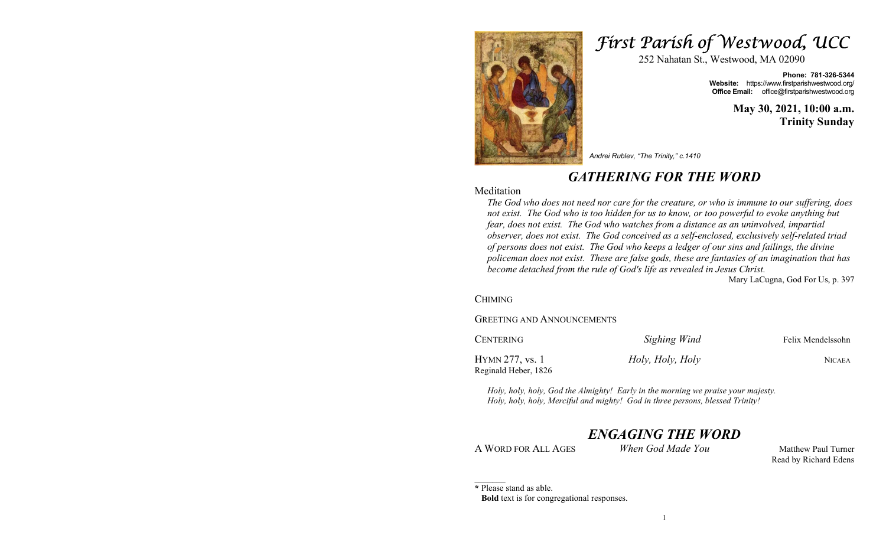# *First Parish of Westwood, UCC*

252 Nahatan St., Westwood, MA 02090

**Phone: 781-326-5344**
**Website:** https://www.firstparishwestwood.org/
**Office Email:** office@firstparishwestwood.org

**May 30, 2021, 10:00 a.m.**
**Trinity Sunday**

*Andrei Rublev, "The Trinity," c.1410*

## *GATHERING FOR THE WORD*

Meditation

*The God who does not need nor care for the creature, or who is immune to our suffering, does not exist. The God who is too hidden for us to know, or too powerful to evoke anything but fear, does not exist. The God who watches from a distance as an uninvolved, impartial observer, does not exist. The God conceived as a self-enclosed, exclusively self-related triad of persons does not exist. The God who keeps a ledger of our sins and failings, the divine policeman does not exist. These are false gods, these are fantasies of an imagination that has become detached from the rule of God's life as revealed in Jesus Christ.*

Mary LaCugna, God For Us, p. 397

CHIMING

GREETING AND ANNOUNCEMENTS

CENTERING — *Sighing Wind* — Felix Mendelssohn

HYMN 277, vs. 1 — *Holy, Holy, Holy* — NICAEA
Reginald Heber, 1826

*Holy, holy, holy, God the Almighty! Early in the morning we praise your majesty.*
*Holy, holy, holy, Merciful and mighty! God in three persons, blessed Trinity!*

## *ENGAGING THE WORD*

A WORD FOR ALL AGES — *When God Made You* — Matthew Paul Turner
Read by Richard Edens

\_\_\_\_\_\_

**\*** Please stand as able.
**Bold** text is for congregational responses.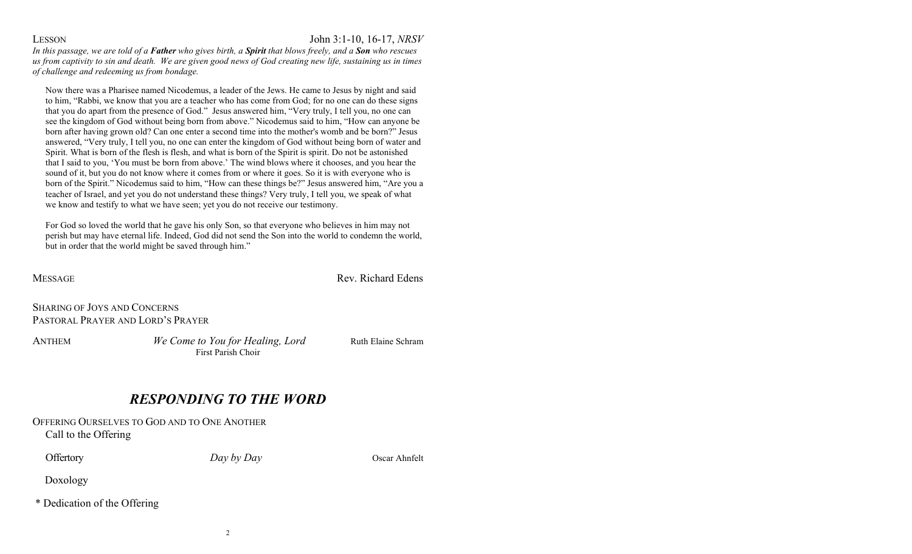LESSON John 3:1-10, 16-17, *NRSV*

*In this passage, we are told of a* ***Father*** *who gives birth, a* ***Spirit*** *that blows freely, and a* ***Son*** *who rescues us from captivity to sin and death. We are given good news of God creating new life, sustaining us in times of challenge and redeeming us from bondage.*

Now there was a Pharisee named Nicodemus, a leader of the Jews. He came to Jesus by night and said to him, "Rabbi, we know that you are a teacher who has come from God; for no one can do these signs that you do apart from the presence of God." Jesus answered him, "Very truly, I tell you, no one can see the kingdom of God without being born from above." Nicodemus said to him, "How can anyone be born after having grown old? Can one enter a second time into the mother's womb and be born?" Jesus answered, "Very truly, I tell you, no one can enter the kingdom of God without being born of water and Spirit. What is born of the flesh is flesh, and what is born of the Spirit is spirit. Do not be astonished that I said to you, 'You must be born from above.' The wind blows where it chooses, and you hear the sound of it, but you do not know where it comes from or where it goes. So it is with everyone who is born of the Spirit." Nicodemus said to him, "How can these things be?" Jesus answered him, "Are you a teacher of Israel, and yet you do not understand these things? Very truly, I tell you, we speak of what we know and testify to what we have seen; yet you do not receive our testimony.

For God so loved the world that he gave his only Son, so that everyone who believes in him may not perish but may have eternal life. Indeed, God did not send the Son into the world to condemn the world, but in order that the world might be saved through him."

MESSAGE Rev. Richard Edens

SHARING OF JOYS AND CONCERNS

PASTORAL PRAYER AND LORD'S PRAYER

ANTHEM *We Come to You for Healing, Lord* Ruth Elaine Schram
First Parish Choir

## *RESPONDING TO THE WORD*

OFFERING OURSELVES TO GOD AND TO ONE ANOTHER

Call to the Offering

Offertory *Day by Day* Oscar Ahnfelt

Doxology

\* Dedication of the Offering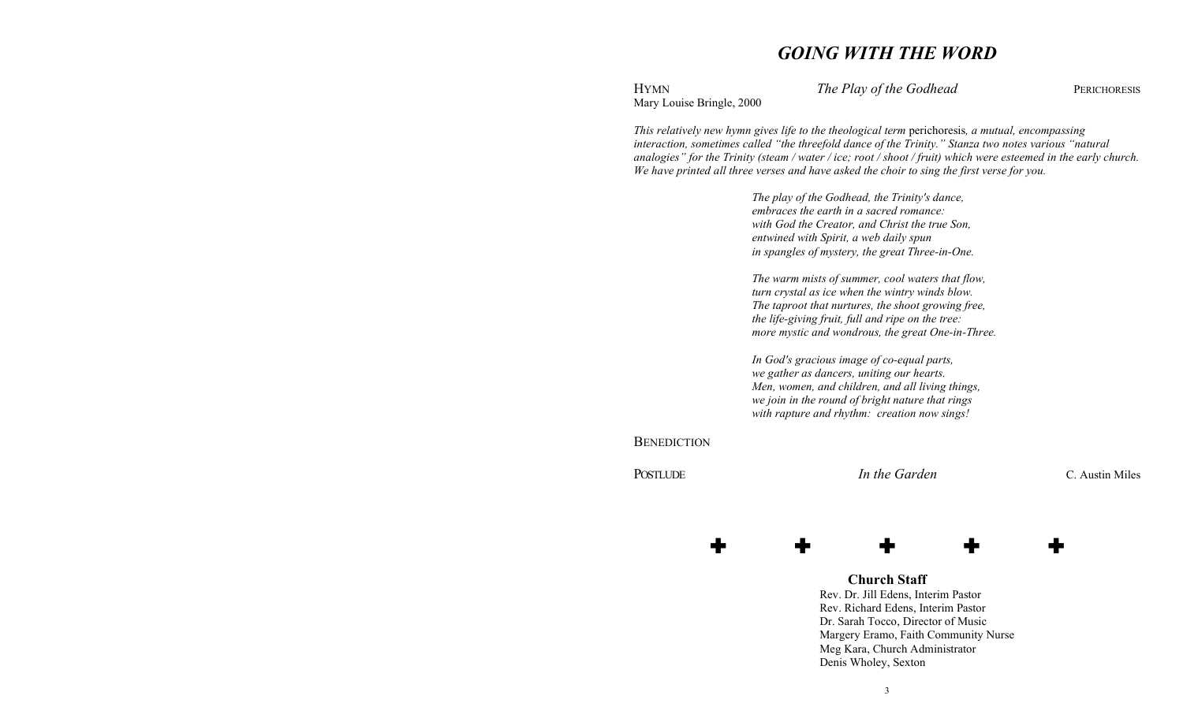# *GOING WITH THE WORD*

HYMN *The Play of the Godhead* PERICHORESIS
Mary Louise Bringle, 2000

*This relatively new hymn gives life to the theological term* perichoresis*, a mutual, encompassing interaction, sometimes called "the threefold dance of the Trinity." Stanza two notes various "natural analogies" for the Trinity (steam / water / ice; root / shoot / fruit) which were esteemed in the early church. We have printed all three verses and have asked the choir to sing the first verse for you.*

*The play of the Godhead, the Trinity's dance,*
*embraces the earth in a sacred romance:*
*with God the Creator, and Christ the true Son,*
*entwined with Spirit, a web daily spun*
*in spangles of mystery, the great Three-in-One.*

*The warm mists of summer, cool waters that flow,*
*turn crystal as ice when the wintry winds blow.*
*The taproot that nurtures, the shoot growing free,*
*the life-giving fruit, full and ripe on the tree:*
*more mystic and wondrous, the great One-in-Three.*

*In God's gracious image of co-equal parts,*
*we gather as dancers, uniting our hearts.*
*Men, women, and children, and all living things,*
*we join in the round of bright nature that rings*
*with rapture and rhythm: creation now sings!*

BENEDICTION

POSTLUDE *In the Garden* C. Austin Miles

✚ ✚ ✚ ✚ ✚

**Church Staff**

Rev. Dr. Jill Edens, Interim Pastor
Rev. Richard Edens, Interim Pastor
Dr. Sarah Tocco, Director of Music
Margery Eramo, Faith Community Nurse
Meg Kara, Church Administrator
Denis Wholey, Sexton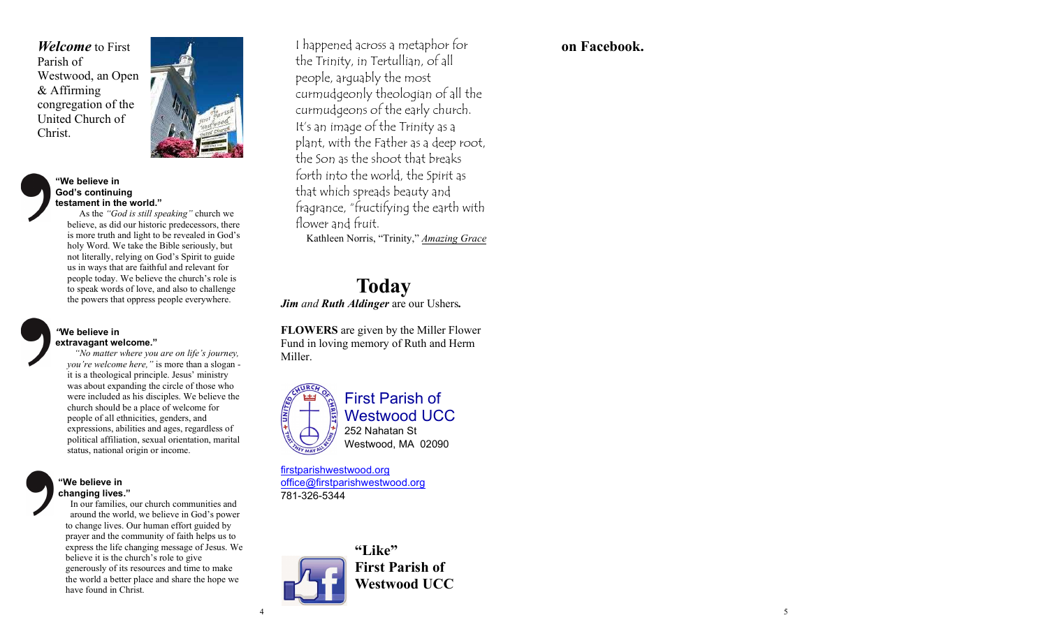***Welcome*** to First Parish of Westwood, an Open & Affirming congregation of the United Church of Christ.

**"We believe in God's continuing testament in the world."**

As the *"God is still speaking"* church we believe, as did our historic predecessors, there is more truth and light to be revealed in God's holy Word. We take the Bible seriously, but not literally, relying on God's Spirit to guide us in ways that are faithful and relevant for people today. We believe the church's role is to speak words of love, and also to challenge the powers that oppress people everywhere.

**"We believe in extravagant welcome."**

*"No matter where you are on life's journey, you're welcome here,"* is more than a slogan - it is a theological principle. Jesus' ministry was about expanding the circle of those who were included as his disciples. We believe the church should be a place of welcome for people of all ethnicities, genders, and expressions, abilities and ages, regardless of political affiliation, sexual orientation, marital status, national origin or income.

**"We believe in changing lives."**

In our families, our church communities and around the world, we believe in God's power to change lives. Our human effort guided by prayer and the community of faith helps us to express the life changing message of Jesus. We believe it is the church's role to give generously of its resources and time to make the world a better place and share the hope we have found in Christ.

I happened across a metaphor for the Trinity, in Tertullian, of all people, arguably the most curmudgeonly theologian of all the curmudgeons of the early church. It's an image of the Trinity as a plant, with the Father as a deep root, the Son as the shoot that breaks forth into the world, the Spirit as that which spreads beauty and fragrance, "fructifying the earth with flower and fruit.

Kathleen Norris, "Trinity," *Amazing Grace*

# Today

***Jim*** *and* ***Ruth Aldinger*** are our Ushers.

**FLOWERS** are given by the Miller Flower Fund in loving memory of Ruth and Herm Miller.

First Parish of Westwood UCC
252 Nahatan St
Westwood, MA 02090

firstparishwestwood.org
office@firstparishwestwood.org
781-326-5344

**"Like" First Parish of Westwood UCC on Facebook.**